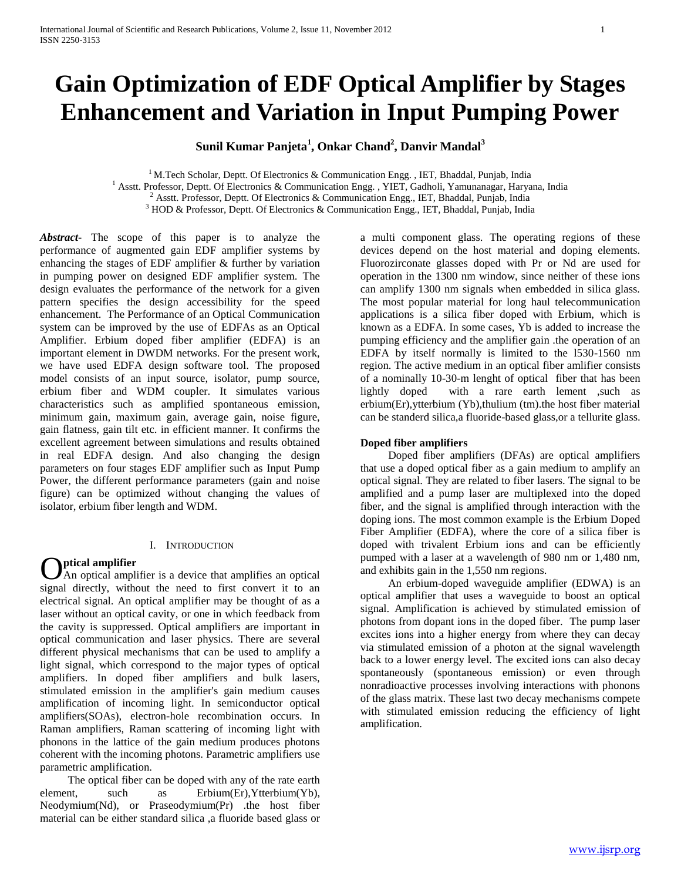# Gain Optimization of EDF Optical Amplifier by Stages Enhancement and Variation in Input Pumping Power

**Sunil Kumar Panjeta[1], Onkar Chand[2], Danvir Mandal[3]**

[1] M.Tech Scholar, Deptt. Of Electronics & Communication Engg. , IET, Bhaddal, Punjab, India
[1] Asstt. Professor, Deptt. Of Electronics & Communication Engg. , YIET, Gadholi, Yamunanagar, Haryana, India
[2] Asstt. Professor, Deptt. Of Electronics & Communication Engg., IET, Bhaddal, Punjab, India
[3] HOD & Professor, Deptt. Of Electronics & Communication Engg., IET, Bhaddal, Punjab, India

***Abstract-*** The scope of this paper is to analyze the performance of augmented gain EDF amplifier systems by enhancing the stages of EDF amplifier & further by variation in pumping power on designed EDF amplifier system. The design evaluates the performance of the network for a given pattern specifies the design accessibility for the speed enhancement. The Performance of an Optical Communication system can be improved by the use of EDFAs as an Optical Amplifier. Erbium doped fiber amplifier (EDFA) is an important element in DWDM networks. For the present work, we have used EDFA design software tool. The proposed model consists of an input source, isolator, pump source, erbium fiber and WDM coupler. It simulates various characteristics such as amplified spontaneous emission, minimum gain, maximum gain, average gain, noise figure, gain flatness, gain tilt etc. in efficient manner. It confirms the excellent agreement between simulations and results obtained in real EDFA design. And also changing the design parameters on four stages EDF amplifier such as Input Pump Power, the different performance parameters (gain and noise figure) can be optimized without changing the values of isolator, erbium fiber length and WDM.

## I. Introduction

**Optical amplifier**

An optical amplifier is a device that amplifies an optical signal directly, without the need to first convert it to an electrical signal. An optical amplifier may be thought of as a laser without an optical cavity, or one in which feedback from the cavity is suppressed. Optical amplifiers are important in optical communication and laser physics. There are several different physical mechanisms that can be used to amplify a light signal, which correspond to the major types of optical amplifiers. In doped fiber amplifiers and bulk lasers, stimulated emission in the amplifier's gain medium causes amplification of incoming light. In semiconductor optical amplifiers(SOAs), electron-hole recombination occurs. In Raman amplifiers, Raman scattering of incoming light with phonons in the lattice of the gain medium produces photons coherent with the incoming photons. Parametric amplifiers use parametric amplification.

The optical fiber can be doped with any of the rate earth element, such as Erbium(Er),Ytterbium(Yb), Neodymium(Nd), or Praseodymium(Pr) .the host fiber material can be either standard silica ,a fluoride based glass or a multi component glass. The operating regions of these devices depend on the host material and doping elements. Fluorozirconate glasses doped with Pr or Nd are used for operation in the 1300 nm window, since neither of these ions can amplify 1300 nm signals when embedded in silica glass. The most popular material for long haul telecommunication applications is a silica fiber doped with Erbium, which is known as a EDFA. In some cases, Yb is added to increase the pumping efficiency and the amplifier gain .the operation of an EDFA by itself normally is limited to the l530-1560 nm region. The active medium in an optical fiber amlifier consists of a nominally 10-30-m lenght of optical fiber that has been lightly doped with a rare earth lement ,such as erbium(Er),ytterbium (Yb),thulium (tm).the host fiber material can be standerd silica,a fluoride-based glass,or a tellurite glass.

**Doped fiber amplifiers**

Doped fiber amplifiers (DFAs) are optical amplifiers that use a doped optical fiber as a gain medium to amplify an optical signal. They are related to fiber lasers. The signal to be amplified and a pump laser are multiplexed into the doped fiber, and the signal is amplified through interaction with the doping ions. The most common example is the Erbium Doped Fiber Amplifier (EDFA), where the core of a silica fiber is doped with trivalent Erbium ions and can be efficiently pumped with a laser at a wavelength of 980 nm or 1,480 nm, and exhibits gain in the 1,550 nm regions.

An erbium-doped waveguide amplifier (EDWA) is an optical amplifier that uses a waveguide to boost an optical signal. Amplification is achieved by stimulated emission of photons from dopant ions in the doped fiber. The pump laser excites ions into a higher energy from where they can decay via stimulated emission of a photon at the signal wavelength back to a lower energy level. The excited ions can also decay spontaneously (spontaneous emission) or even through nonradioactive processes involving interactions with phonons of the glass matrix. These last two decay mechanisms compete with stimulated emission reducing the efficiency of light amplification.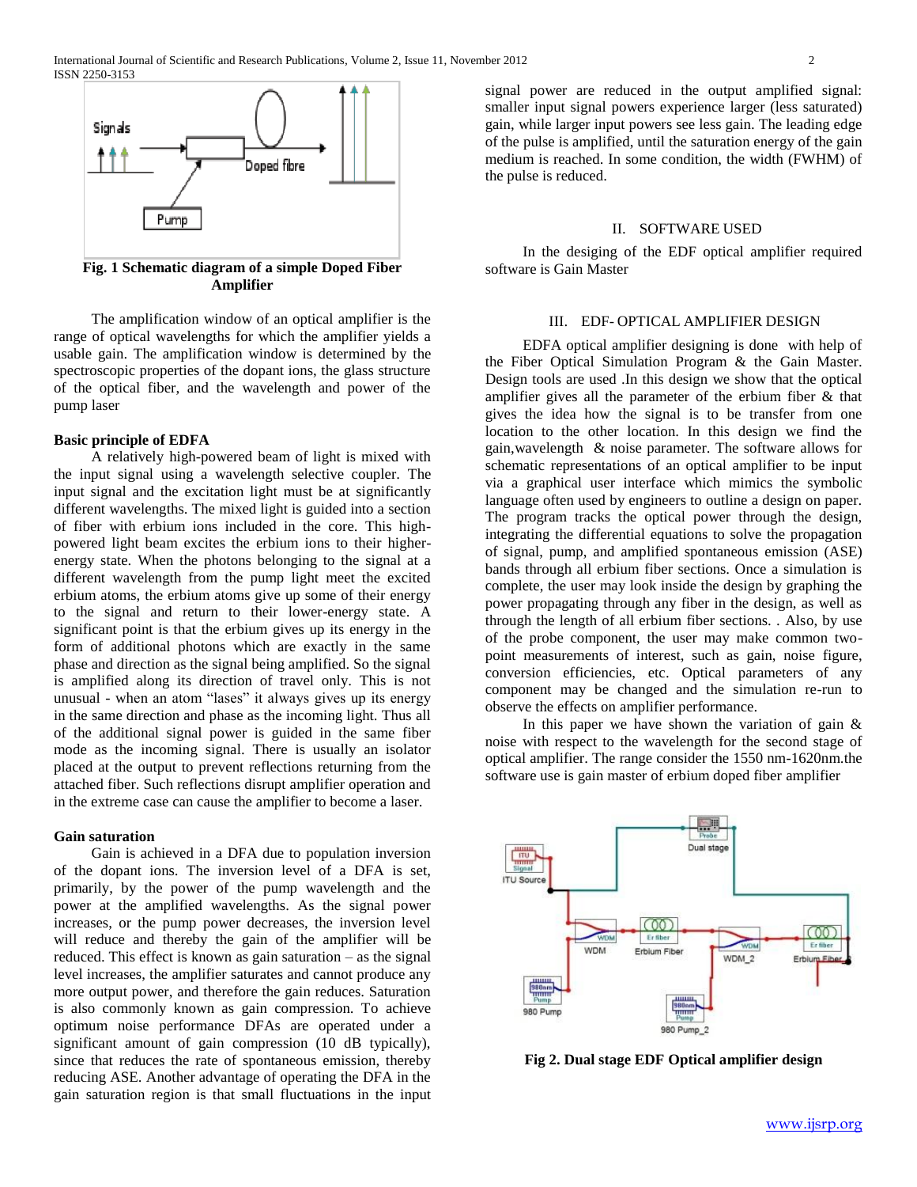**Fig. 1 Schematic diagram of a simple Doped Fiber Amplifier**

The amplification window of an optical amplifier is the range of optical wavelengths for which the amplifier yields a usable gain. The amplification window is determined by the spectroscopic properties of the dopant ions, the glass structure of the optical fiber, and the wavelength and power of the pump laser

**Basic principle of EDFA**

A relatively high-powered beam of light is mixed with the input signal using a wavelength selective coupler. The input signal and the excitation light must be at significantly different wavelengths. The mixed light is guided into a section of fiber with erbium ions included in the core. This high-powered light beam excites the erbium ions to their higher-energy state. When the photons belonging to the signal at a different wavelength from the pump light meet the excited erbium atoms, the erbium atoms give up some of their energy to the signal and return to their lower-energy state. A significant point is that the erbium gives up its energy in the form of additional photons which are exactly in the same phase and direction as the signal being amplified. So the signal is amplified along its direction of travel only. This is not unusual - when an atom "lases" it always gives up its energy in the same direction and phase as the incoming light. Thus all of the additional signal power is guided in the same fiber mode as the incoming signal. There is usually an isolator placed at the output to prevent reflections returning from the attached fiber. Such reflections disrupt amplifier operation and in the extreme case can cause the amplifier to become a laser.

**Gain saturation**

Gain is achieved in a DFA due to population inversion of the dopant ions. The inversion level of a DFA is set, primarily, by the power of the pump wavelength and the power at the amplified wavelengths. As the signal power increases, or the pump power decreases, the inversion level will reduce and thereby the gain of the amplifier will be reduced. This effect is known as gain saturation – as the signal level increases, the amplifier saturates and cannot produce any more output power, and therefore the gain reduces. Saturation is also commonly known as gain compression. To achieve optimum noise performance DFAs are operated under a significant amount of gain compression (10 dB typically), since that reduces the rate of spontaneous emission, thereby reducing ASE. Another advantage of operating the DFA in the gain saturation region is that small fluctuations in the input signal power are reduced in the output amplified signal: smaller input signal powers experience larger (less saturated) gain, while larger input powers see less gain. The leading edge of the pulse is amplified, until the saturation energy of the gain medium is reached. In some condition, the width (FWHM) of the pulse is reduced.

## II. SOFTWARE USED

In the desiging of the EDF optical amplifier required software is Gain Master

## III. EDF- OPTICAL AMPLIFIER DESIGN

EDFA optical amplifier designing is done with help of the Fiber Optical Simulation Program & the Gain Master. Design tools are used .In this design we show that the optical amplifier gives all the parameter of the erbium fiber & that gives the idea how the signal is to be transfer from one location to the other location. In this design we find the gain,wavelength & noise parameter. The software allows for schematic representations of an optical amplifier to be input via a graphical user interface which mimics the symbolic language often used by engineers to outline a design on paper. The program tracks the optical power through the design, integrating the differential equations to solve the propagation of signal, pump, and amplified spontaneous emission (ASE) bands through all erbium fiber sections. Once a simulation is complete, the user may look inside the design by graphing the power propagating through any fiber in the design, as well as through the length of all erbium fiber sections. . Also, by use of the probe component, the user may make common two-point measurements of interest, such as gain, noise figure, conversion efficiencies, etc. Optical parameters of any component may be changed and the simulation re-run to observe the effects on amplifier performance.

In this paper we have shown the variation of gain & noise with respect to the wavelength for the second stage of optical amplifier. The range consider the 1550 nm-1620nm.the software use is gain master of erbium doped fiber amplifier

**Fig 2. Dual stage EDF Optical amplifier design**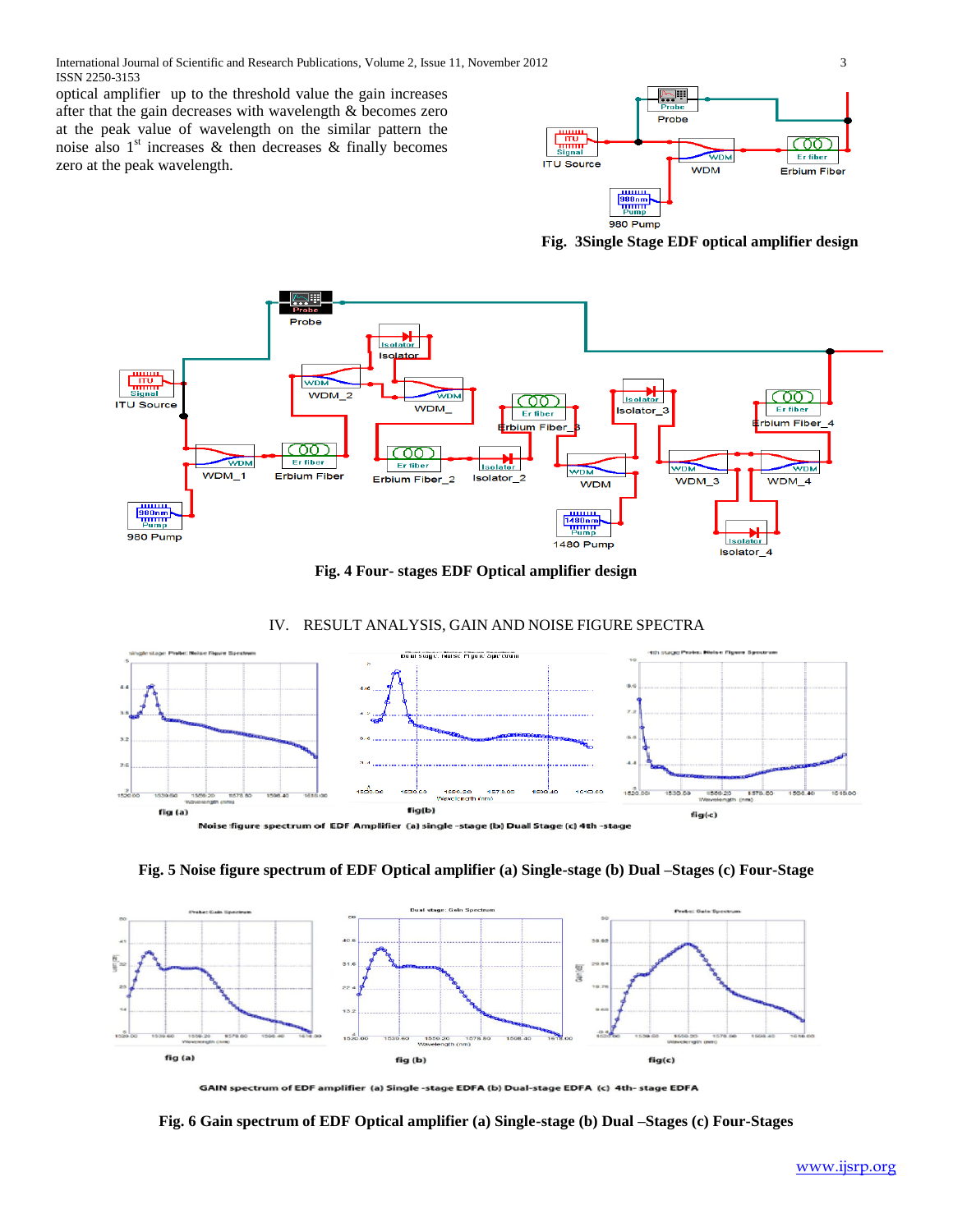optical amplifier up to the threshold value the gain increases after that the gain decreases with wavelength & becomes zero at the peak value of wavelength on the similar pattern the noise also 1st increases & then decreases & finally becomes zero at the peak wavelength.

**Fig. 3Single Stage EDF optical amplifier design**

**Fig. 4 Four- stages EDF Optical amplifier design**

## IV. RESULT ANALYSIS, GAIN AND NOISE FIGURE SPECTRA

Noise figure spectrum of EDF Amplifier (a) single -stage (b) Duall Stage (c) 4th -stage

**Fig. 5 Noise figure spectrum of EDF Optical amplifier (a) Single-stage (b) Dual –Stages (c) Four-Stage**

GAIN spectrum of EDF amplifier (a) Single -stage EDFA (b) Dual-stage EDFA (c) 4th- stage EDFA

**Fig. 6 Gain spectrum of EDF Optical amplifier (a) Single-stage (b) Dual –Stages (c) Four-Stages**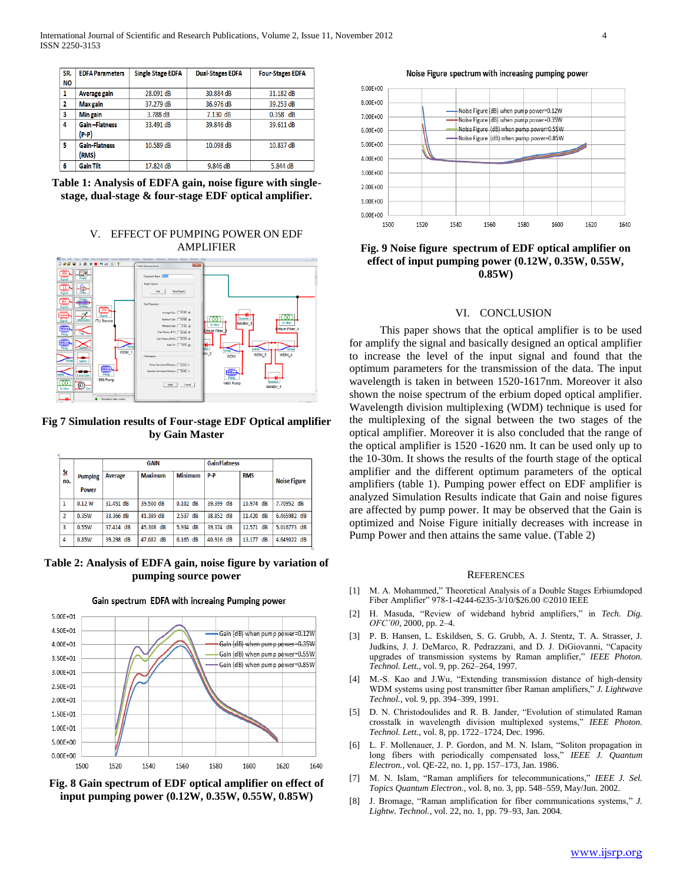| SR. NO | EDFA Parameters | Single Stage EDFA | Dual-Stages EDFA | Four-Stages EDFA |
|---|---|---|---|---|
| 1 | Average gain | 28.091 dB | 30.884 dB | 31.182 dB |
| 2 | Max gain | 37.279 dB | 36.976 dB | 39.253 dB |
| 3 | Min gain | 3.788 dB | 7.130 dB | 0.358 dB |
| 4 | Gain –Flatness (P-P) | 33.491 dB | 39.846 dB | 39.611 dB |
| 5 | Gain-Flatness (RMS) | 10.589 dB | 10.098 dB | 10.837 dB |
| 6 | Gain Tilt | 17.824 dB | 9.846 dB | 5.844 dB |

**Table 1: Analysis of EDFA gain, noise figure with single-stage, dual-stage & four-stage EDF optical amplifier.**

## V. EFFECT OF PUMPING POWER ON EDF AMPLIFIER

**Fig 7 Simulation results of Four-stage EDF Optical amplifier by Gain Master**

| Sr no. | Pumping Power | GAIN | | | Gain Flatness | | Noise Figure |
|---|---|---|---|---|---|---|---|
| | | Average | Maximum | Minimum | P-P | RMS | |
| 1 | 0.12 W | 31.451 dB | 39.500 dB | 0.102 dB | 39.399 dB | 10.974 dB | 7.70952 dB |
| 2 | 0.35W | 33.366 dB | 41.389 dB | 2.537 dB | 38.852 dB | 11.420 dB | 6.465982 dB |
| 3 | 0.55W | 37.414 dB | 45.308 dB | 5.934 dB | 39.374 dB | 12.571 dB | 5.016773 dB |
| 4 | 0.85W | 39.298 dB | 47.082 dB | 6.165 dB | 40.916 dB | 13.177 dB | 4.649022 dB |

**Table 2: Analysis of EDFA gain, noise figure by variation of pumping source power**

**Fig. 8 Gain spectrum of EDF optical amplifier on effect of input pumping power (0.12W, 0.35W, 0.55W, 0.85W)**

**Fig. 9 Noise figure spectrum of EDF optical amplifier on effect of input pumping power (0.12W, 0.35W, 0.55W, 0.85W)**

## VI. CONCLUSION

This paper shows that the optical amplifier is to be used for amplify the signal and basically designed an optical amplifier to increase the level of the input signal and found that the optimum parameters for the transmission of the data. The input wavelength is taken in between 1520-1617nm. Moreover it also shown the noise spectrum of the erbium doped optical amplifier. Wavelength division multiplexing (WDM) technique is used for the multiplexing of the signal between the two stages of the optical amplifier. Moreover it is also concluded that the range of the optical amplifier is 1520 -1620 nm. It can be used only up to the 10-30m. It shows the results of the fourth stage of the optical amplifier and the different optimum parameters of the optical amplifiers (table 1). Pumping power effect on EDF amplifier is analyzed Simulation Results indicate that Gain and noise figures are affected by pump power. It may be observed that the Gain is optimized and Noise Figure initially decreases with increase in Pump Power and then attains the same value. (Table 2)

## REFERENCES

[1] M. A. Mohammed," Theoretical Analysis of a Double Stages Erbiumdoped Fiber Amplifier" 978-1-4244-6235-3/10/$26.00 ©2010 IEEE

[2] H. Masuda, "Review of wideband hybrid amplifiers," in *Tech. Dig. OFC'00*, 2000, pp. 2–4.

[3] P. B. Hansen, L. Eskildsen, S. G. Grubb, A. J. Stentz, T. A. Strasser, J. Judkins, J. J. DeMarco, R. Pedrazzani, and D. J. DiGiovanni, "Capacity upgrades of transmission systems by Raman amplifier," *IEEE Photon. Technol. Lett.*, vol. 9, pp. 262–264, 1997.

[4] M.-S. Kao and J.Wu, "Extending transmission distance of high-density WDM systems using post transmitter fiber Raman amplifiers," *J. Lightwave Technol.*, vol. 9, pp. 394–399, 1991.

[5] D. N. Christodoulides and R. B. Jander, "Evolution of stimulated Raman crosstalk in wavelength division multiplexed systems," *IEEE Photon. Technol. Lett.*, vol. 8, pp. 1722–1724, Dec. 1996.

[6] L. F. Mollenauer, J. P. Gordon, and M. N. Islam, "Soliton propagation in long fibers with periodically compensated loss," *IEEE J. Quantum Electron.*, vol. QE-22, no. 1, pp. 157–173, Jan. 1986.

[7] M. N. Islam, "Raman amplifiers for telecommunications," *IEEE J. Sel. Topics Quantum Electron.*, vol. 8, no. 3, pp. 548–559, May/Jun. 2002.

[8] J. Bromage, "Raman amplification for fiber communications systems," *J. Lightw. Technol.*, vol. 22, no. 1, pp. 79–93, Jan. 2004.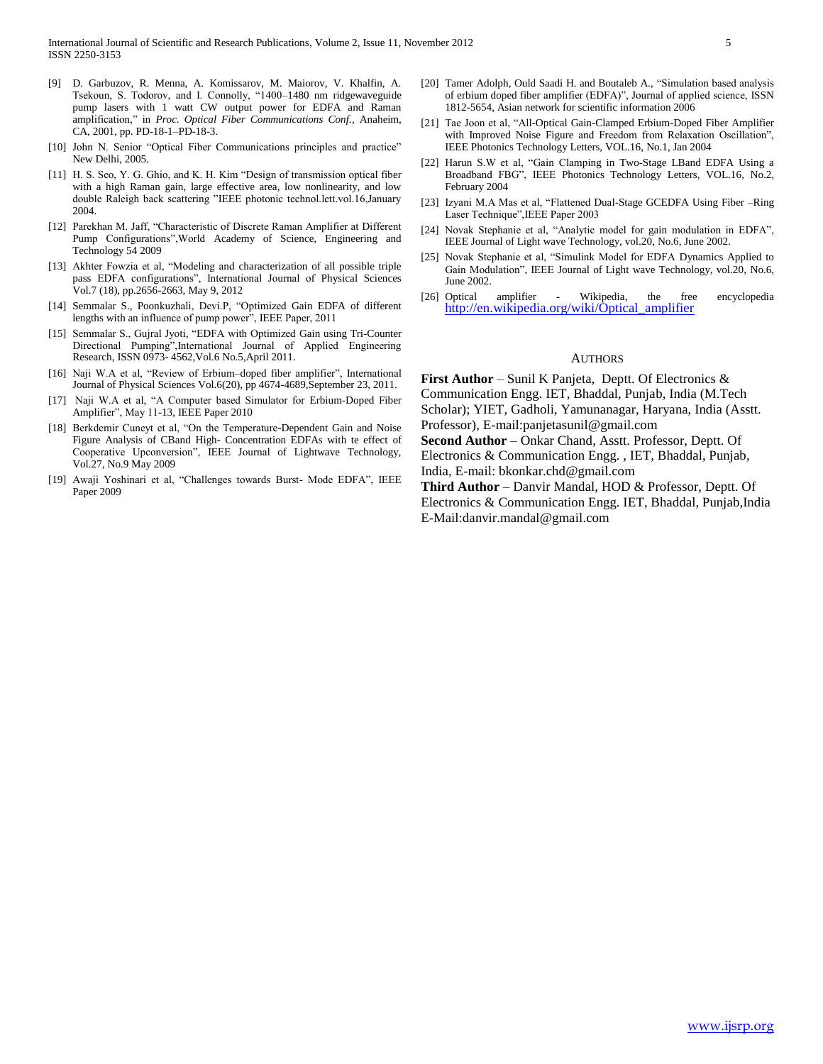[9] D. Garbuzov, R. Menna, A. Komissarov, M. Maiorov, V. Khalfin, A. Tsekoun, S. Todorov, and I. Connolly, "1400–1480 nm ridgewaveguide pump lasers with 1 watt CW output power for EDFA and Raman amplification," in *Proc. Optical Fiber Communications Conf.*, Anaheim, CA, 2001, pp. PD-18-1–PD-18-3.

[10] John N. Senior "Optical Fiber Communications principles and practice" New Delhi, 2005.

[11] H. S. Seo, Y. G. Ghio, and K. H. Kim "Design of transmission optical fiber with a high Raman gain, large effective area, low nonlinearity, and low double Raleigh back scattering "IEEE photonic technol.lett.vol.16,January 2004.

[12] Parekhan M. Jaff, "Characteristic of Discrete Raman Amplifier at Different Pump Configurations",World Academy of Science, Engineering and Technology 54 2009

[13] Akhter Fowzia et al, "Modeling and characterization of all possible triple pass EDFA configurations", International Journal of Physical Sciences Vol.7 (18), pp.2656-2663, May 9, 2012

[14] Semmalar S., Poonkuzhali, Devi.P, "Optimized Gain EDFA of different lengths with an influence of pump power", IEEE Paper, 2011

[15] Semmalar S., Gujral Jyoti, "EDFA with Optimized Gain using Tri-Counter Directional Pumping",International Journal of Applied Engineering Research, ISSN 0973- 4562,Vol.6 No.5,April 2011.

[16] Naji W.A et al, "Review of Erbium–doped fiber amplifier", International Journal of Physical Sciences Vol.6(20), pp 4674-4689,September 23, 2011.

[17] Naji W.A et al, "A Computer based Simulator for Erbium-Doped Fiber Amplifier", May 11-13, IEEE Paper 2010

[18] Berkdemir Cuneyt et al, "On the Temperature-Dependent Gain and Noise Figure Analysis of CBand High- Concentration EDFAs with te effect of Cooperative Upconversion", IEEE Journal of Lightwave Technology, Vol.27, No.9 May 2009

[19] Awaji Yoshinari et al, "Challenges towards Burst- Mode EDFA", IEEE Paper 2009

[20] Tamer Adolph, Ould Saadi H. and Boutaleb A., "Simulation based analysis of erbium doped fiber amplifier (EDFA)", Journal of applied science, ISSN 1812-5654, Asian network for scientific information 2006

[21] Tae Joon et al, "All-Optical Gain-Clamped Erbium-Doped Fiber Amplifier with Improved Noise Figure and Freedom from Relaxation Oscillation", IEEE Photonics Technology Letters, VOL.16, No.1, Jan 2004

[22] Harun S.W et al, "Gain Clamping in Two-Stage LBand EDFA Using a Broadband FBG", IEEE Photonics Technology Letters, VOL.16, No.2, February 2004

[23] Izyani M.A Mas et al, "Flattened Dual-Stage GCEDFA Using Fiber –Ring Laser Technique",IEEE Paper 2003

[24] Novak Stephanie et al, "Analytic model for gain modulation in EDFA", IEEE Journal of Light wave Technology, vol.20, No.6, June 2002.

[25] Novak Stephanie et al, "Simulink Model for EDFA Dynamics Applied to Gain Modulation", IEEE Journal of Light wave Technology, vol.20, No.6, June 2002.

[26] Optical amplifier - Wikipedia, the free encyclopedia http://en.wikipedia.org/wiki/Optical_amplifier

## AUTHORS

**First Author** – Sunil K Panjeta, Deptt. Of Electronics & Communication Engg. IET, Bhaddal, Punjab, India (M.Tech Scholar); YIET, Gadholi, Yamunanagar, Haryana, India (Asstt. Professor), E-mail:panjetasunil@gmail.com

**Second Author** – Onkar Chand, Asstt. Professor, Deptt. Of Electronics & Communication Engg. , IET, Bhaddal, Punjab, India, E-mail: bkonkar.chd@gmail.com

**Third Author** – Danvir Mandal, HOD & Professor, Deptt. Of Electronics & Communication Engg. IET, Bhaddal, Punjab,India E-Mail:danvir.mandal@gmail.com